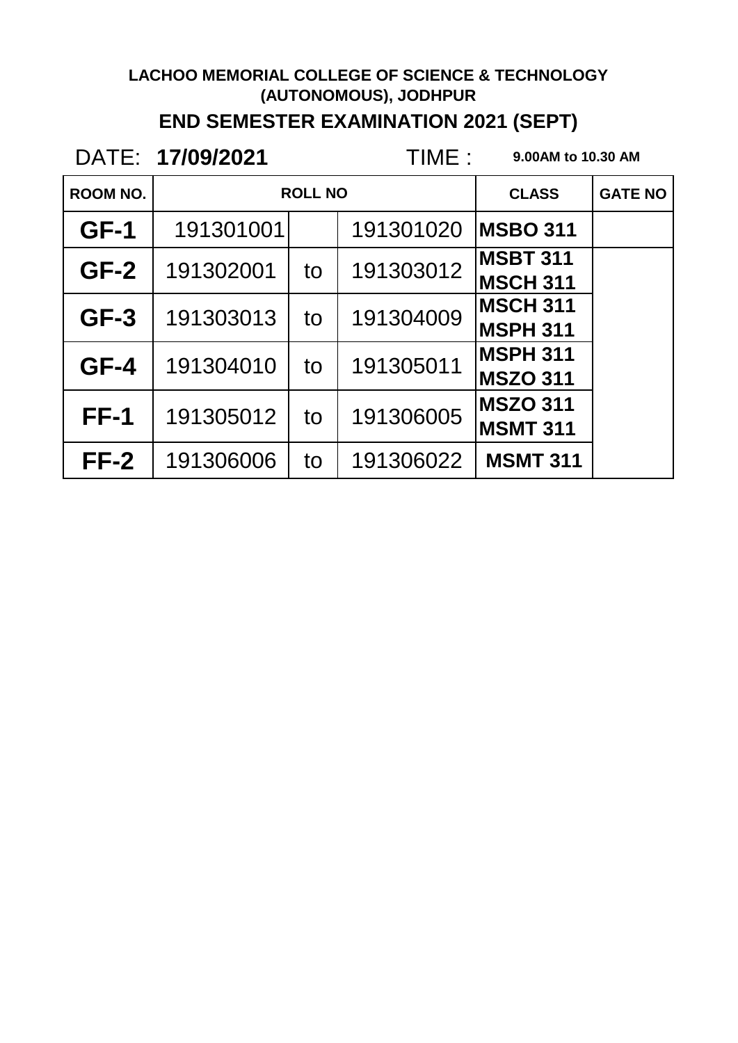**LACHOO MEMORIAL COLLEGE OF SCIENCE & TECHNOLOGY (AUTONOMOUS), JODHPUR**

## END SEMESTER EXAMINATION 2021 (SEPT)

DATE: **17/09/2021** TIME : **9.00AM to 10.30 AM**

| ROOM NO. | ROLL NO | | | CLASS | GATE NO |
|---|---|---|---|---|---|
| **GF-1** | 191301001 | | 191301020 | **MSBO 311** | |
| **GF-2** | 191302001 | to | 191303012 | **MSBT 311**<br>**MSCH 311** | |
| **GF-3** | 191303013 | to | 191304009 | **MSCH 311**<br>**MSPH 311** | |
| **GF-4** | 191304010 | to | 191305011 | **MSPH 311**<br>**MSZO 311** | |
| **FF-1** | 191305012 | to | 191306005 | **MSZO 311**<br>**MSMT 311** | |
| **FF-2** | 191306006 | to | 191306022 | **MSMT 311** | |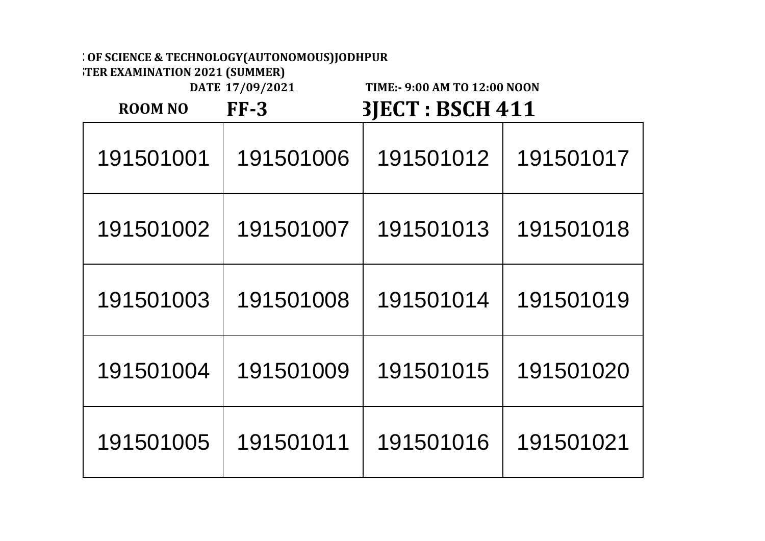**: OF SCIENCE & TECHNOLOGY(AUTONOMOUS)JODHPUR**

**;TER EXAMINATION 2021 (SUMMER)**

**DATE 17/09/2021 TIME:- 9:00 AM TO 12:00 NOON**

**ROOM NO FF-3 3JECT : BSCH 411**

| | | | |
|---|---|---|---|
| 191501001 | 191501006 | 191501012 | 191501017 |
| 191501002 | 191501007 | 191501013 | 191501018 |
| 191501003 | 191501008 | 191501014 | 191501019 |
| 191501004 | 191501009 | 191501015 | 191501020 |
| 191501005 | 191501011 | 191501016 | 191501021 |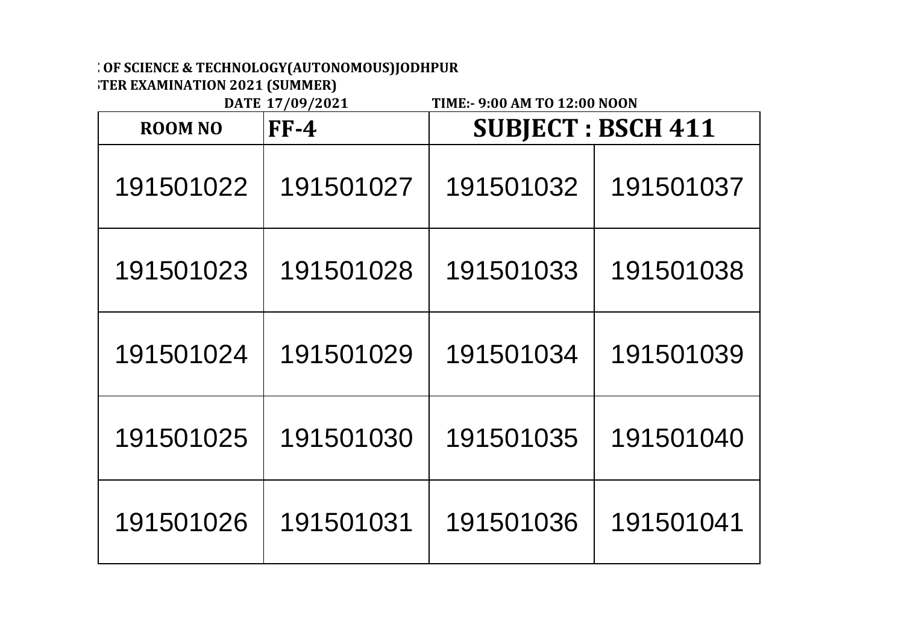**: OF SCIENCE & TECHNOLOGY(AUTONOMOUS)JODHPUR**

**;TER EXAMINATION 2021 (SUMMER)**

**DATE 17/09/2021 TIME:- 9:00 AM TO 12:00 NOON**

| ROOM NO | FF-4 | SUBJECT : BSCH 411 | |
|---|---|---|---|
| 191501022 | 191501027 | 191501032 | 191501037 |
| 191501023 | 191501028 | 191501033 | 191501038 |
| 191501024 | 191501029 | 191501034 | 191501039 |
| 191501025 | 191501030 | 191501035 | 191501040 |
| 191501026 | 191501031 | 191501036 | 191501041 |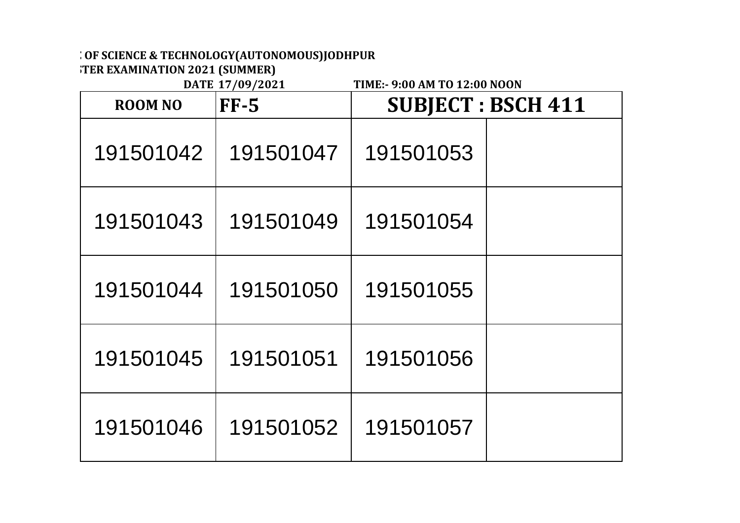**: OF SCIENCE & TECHNOLOGY(AUTONOMOUS)JODHPUR**

**;TER EXAMINATION 2021 (SUMMER)**

**DATE 17/09/2021 TIME:- 9:00 AM TO 12:00 NOON**

| ROOM NO | FF-5 | SUBJECT : BSCH 411 | |
|---|---|---|---|
| 191501042 | 191501047 | 191501053 | |
| 191501043 | 191501049 | 191501054 | |
| 191501044 | 191501050 | 191501055 | |
| 191501045 | 191501051 | 191501056 | |
| 191501046 | 191501052 | 191501057 | |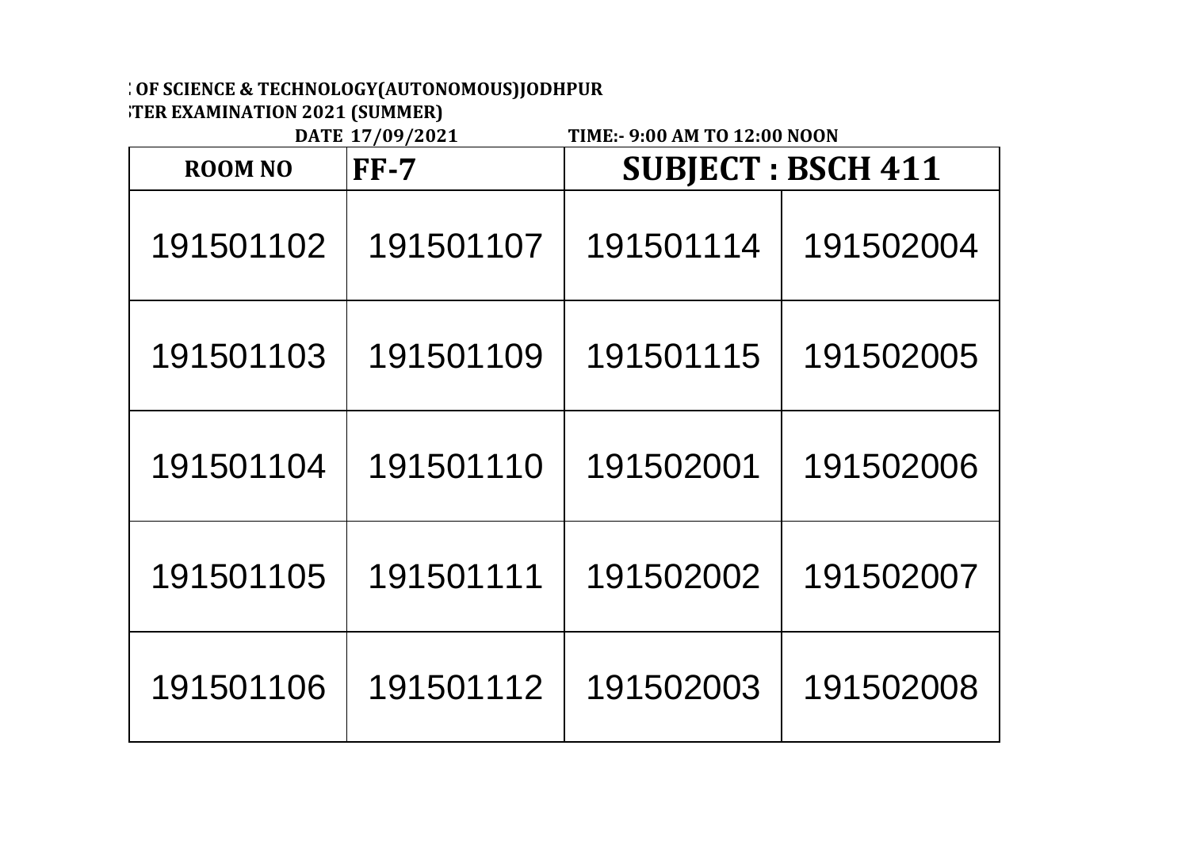**: OF SCIENCE & TECHNOLOGY(AUTONOMOUS)JODHPUR**

**;TER EXAMINATION 2021 (SUMMER)**

**DATE 17/09/2021 TIME:- 9:00 AM TO 12:00 NOON**

| ROOM NO | FF-7 | SUBJECT : BSCH 411 | |
|---|---|---|---|
| 191501102 | 191501107 | 191501114 | 191502004 |
| 191501103 | 191501109 | 191501115 | 191502005 |
| 191501104 | 191501110 | 191502001 | 191502006 |
| 191501105 | 191501111 | 191502002 | 191502007 |
| 191501106 | 191501112 | 191502003 | 191502008 |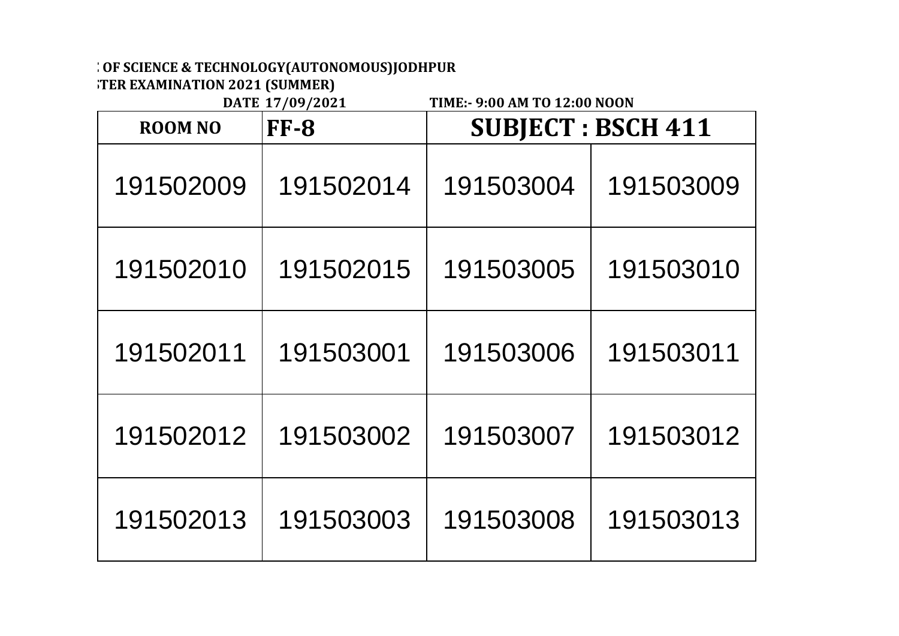**: OF SCIENCE & TECHNOLOGY(AUTONOMOUS)JODHPUR**

**;TER EXAMINATION 2021 (SUMMER)**

**DATE 17/09/2021 TIME:- 9:00 AM TO 12:00 NOON**

| ROOM NO | FF-8 | SUBJECT : BSCH 411 | |
|---|---|---|---|
| 191502009 | 191502014 | 191503004 | 191503009 |
| 191502010 | 191502015 | 191503005 | 191503010 |
| 191502011 | 191503001 | 191503006 | 191503011 |
| 191502012 | 191503002 | 191503007 | 191503012 |
| 191502013 | 191503003 | 191503008 | 191503013 |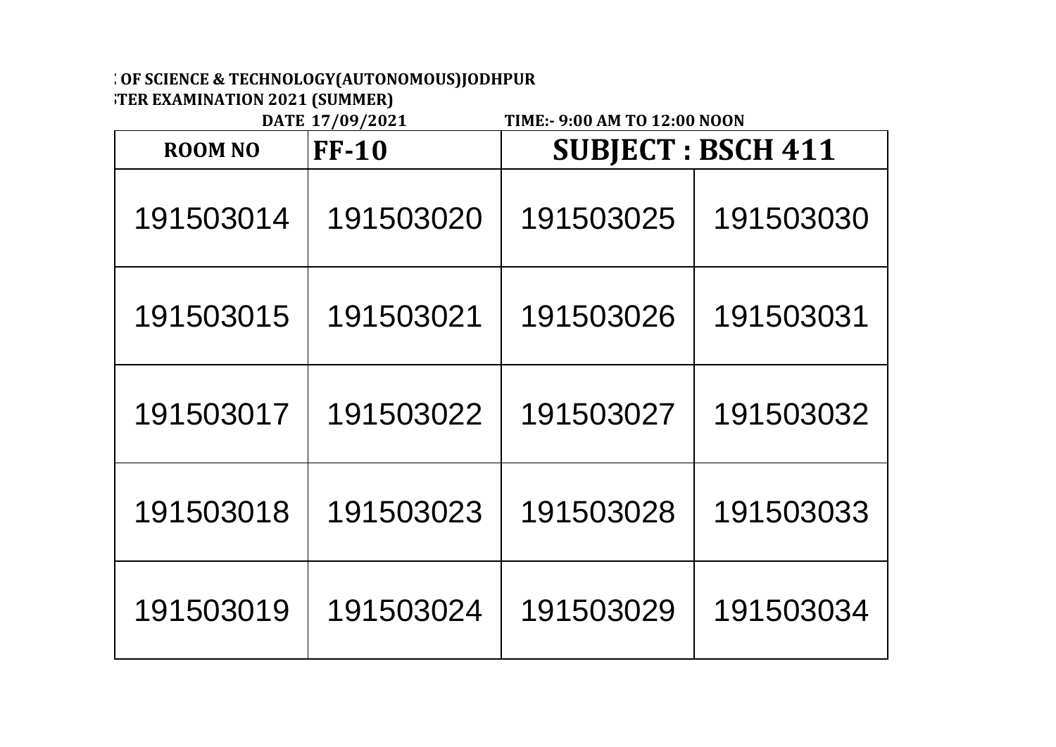**: OF SCIENCE & TECHNOLOGY(AUTONOMOUS)JODHPUR**

**;TER EXAMINATION 2021 (SUMMER)**

**DATE 17/09/2021 TIME:- 9:00 AM TO 12:00 NOON**

| ROOM NO | FF-10 | SUBJECT : BSCH 411 | |
|---|---|---|---|
| 191503014 | 191503020 | 191503025 | 191503030 |
| 191503015 | 191503021 | 191503026 | 191503031 |
| 191503017 | 191503022 | 191503027 | 191503032 |
| 191503018 | 191503023 | 191503028 | 191503033 |
| 191503019 | 191503024 | 191503029 | 191503034 |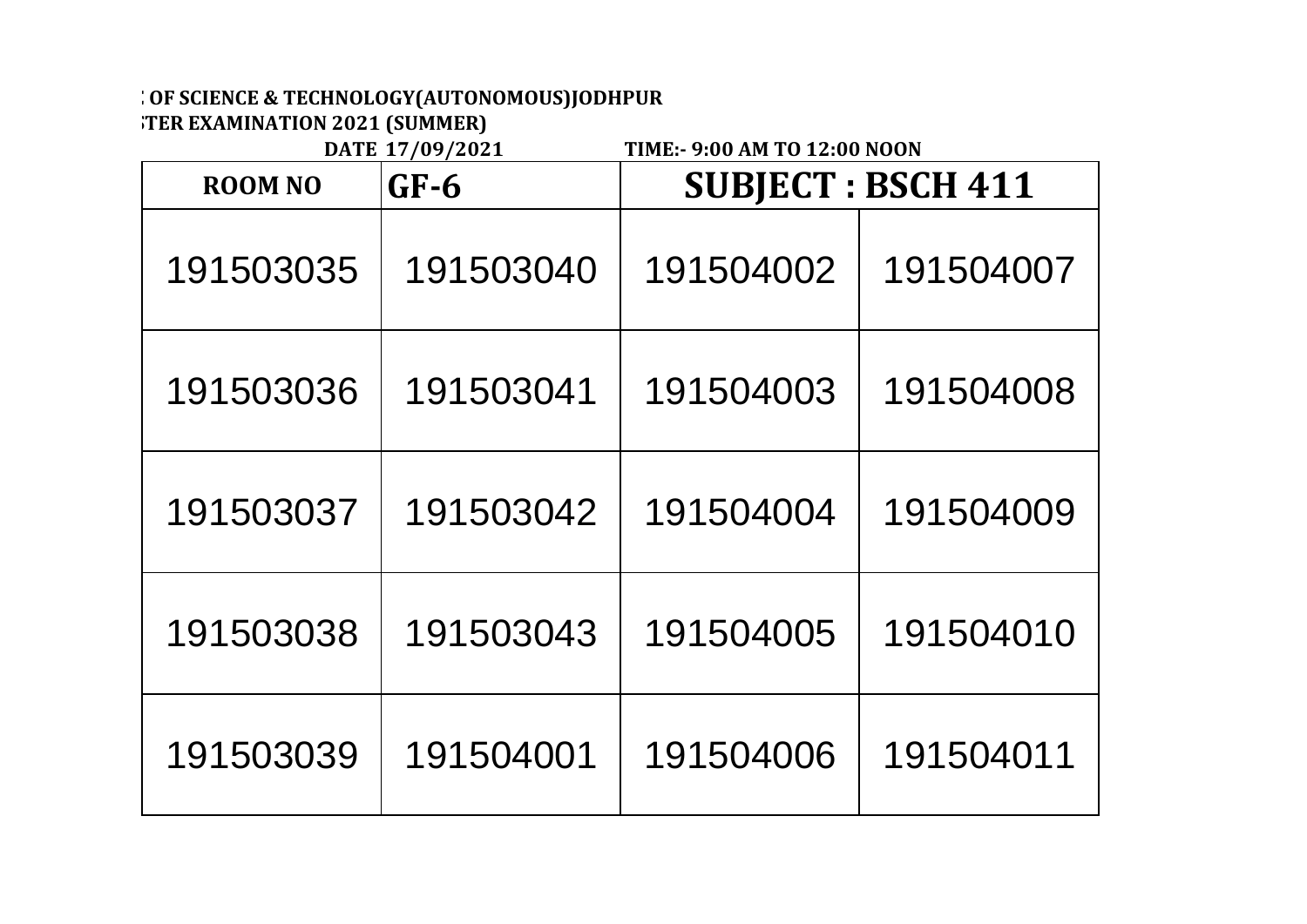**: OF SCIENCE & TECHNOLOGY(AUTONOMOUS)JODHPUR**

**;TER EXAMINATION 2021 (SUMMER)**

**DATE 17/09/2021 TIME:- 9:00 AM TO 12:00 NOON**

| ROOM NO | GF-6 | SUBJECT : BSCH 411 | |
|---|---|---|---|
| 191503035 | 191503040 | 191504002 | 191504007 |
| 191503036 | 191503041 | 191504003 | 191504008 |
| 191503037 | 191503042 | 191504004 | 191504009 |
| 191503038 | 191503043 | 191504005 | 191504010 |
| 191503039 | 191504001 | 191504006 | 191504011 |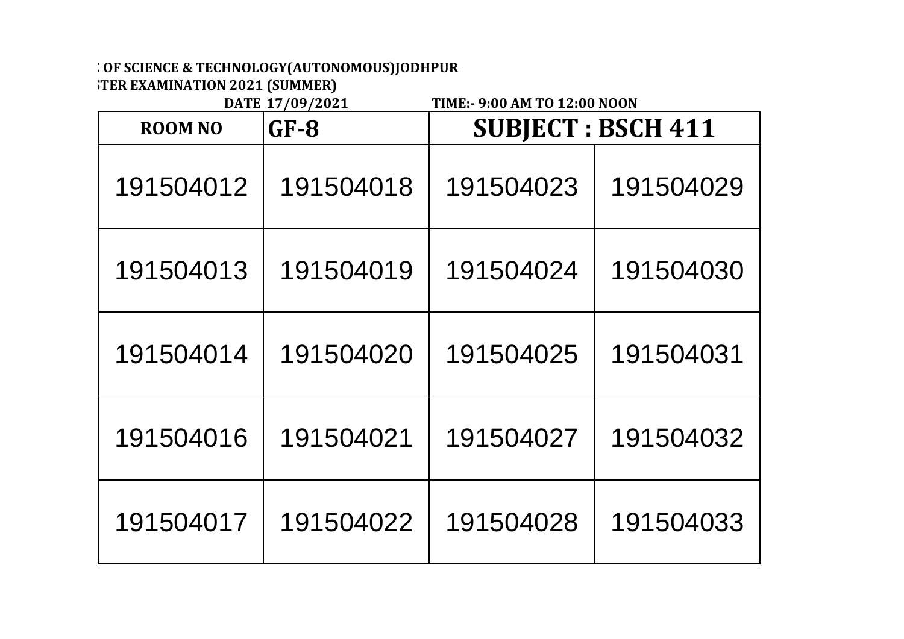**: OF SCIENCE & TECHNOLOGY(AUTONOMOUS)JODHPUR**

**;TER EXAMINATION 2021 (SUMMER)**

**DATE 17/09/2021 TIME:- 9:00 AM TO 12:00 NOON**

| ROOM NO | GF-8 | SUBJECT : BSCH 411 | |
|---|---|---|---|
| 191504012 | 191504018 | 191504023 | 191504029 |
| 191504013 | 191504019 | 191504024 | 191504030 |
| 191504014 | 191504020 | 191504025 | 191504031 |
| 191504016 | 191504021 | 191504027 | 191504032 |
| 191504017 | 191504022 | 191504028 | 191504033 |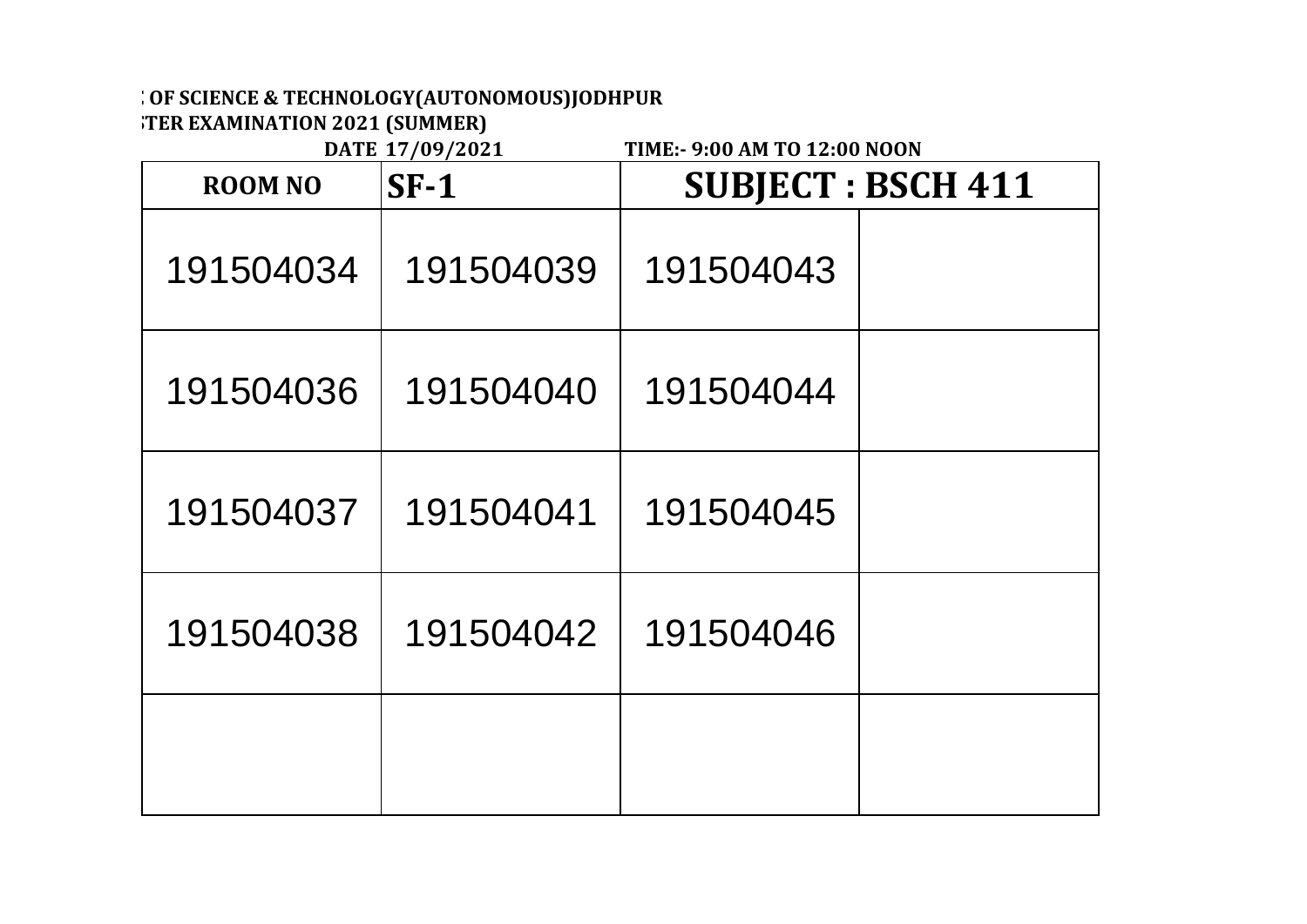**: OF SCIENCE & TECHNOLOGY(AUTONOMOUS)JODHPUR**

**;TER EXAMINATION 2021 (SUMMER)**

**DATE 17/09/2021 TIME:- 9:00 AM TO 12:00 NOON**

| ROOM NO | SF-1 | SUBJECT : BSCH 411 | |
|---|---|---|---|
| 191504034 | 191504039 | 191504043 | |
| 191504036 | 191504040 | 191504044 | |
| 191504037 | 191504041 | 191504045 | |
| 191504038 | 191504042 | 191504046 | |
| | | | |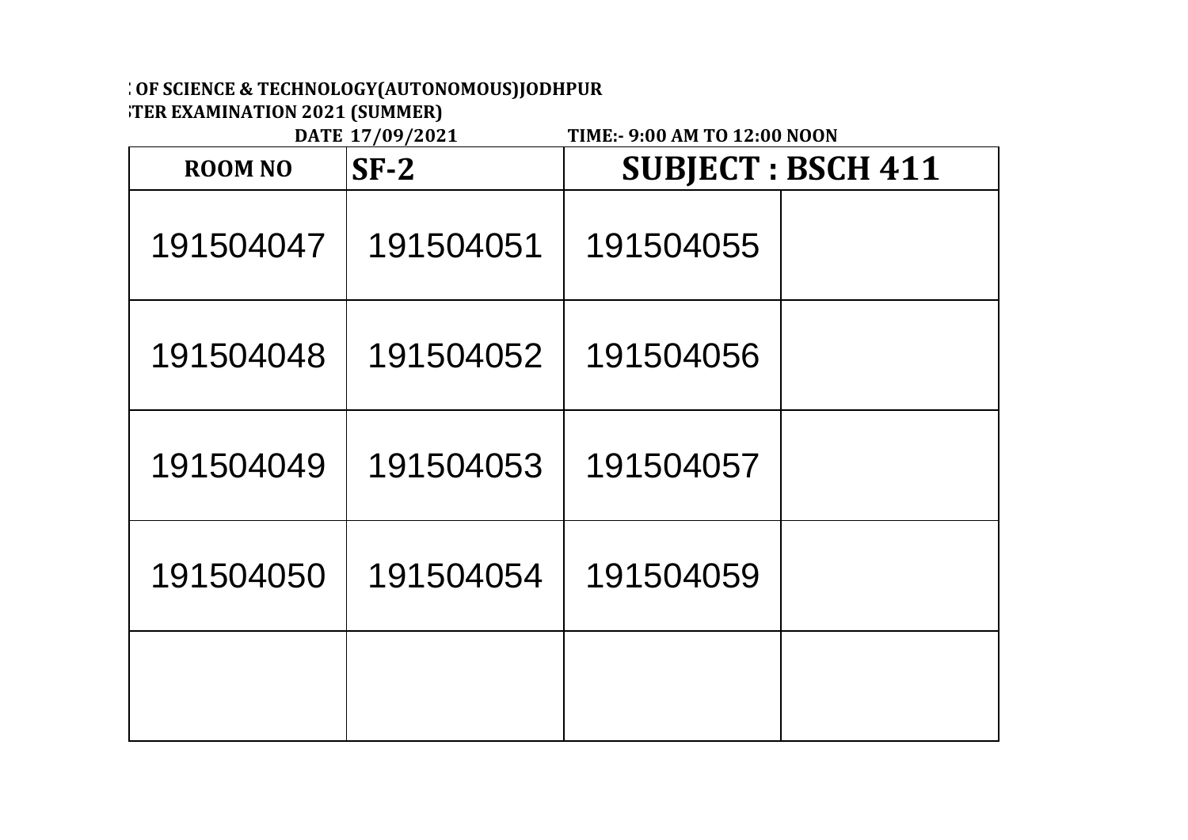**: OF SCIENCE & TECHNOLOGY(AUTONOMOUS)JODHPUR**

**;TER EXAMINATION 2021 (SUMMER)**

**DATE 17/09/2021 TIME:- 9:00 AM TO 12:00 NOON**

| ROOM NO | SF-2 | SUBJECT : BSCH 411 | |
|---|---|---|---|
| 191504047 | 191504051 | 191504055 | |
| 191504048 | 191504052 | 191504056 | |
| 191504049 | 191504053 | 191504057 | |
| 191504050 | 191504054 | 191504059 | |
| | | | |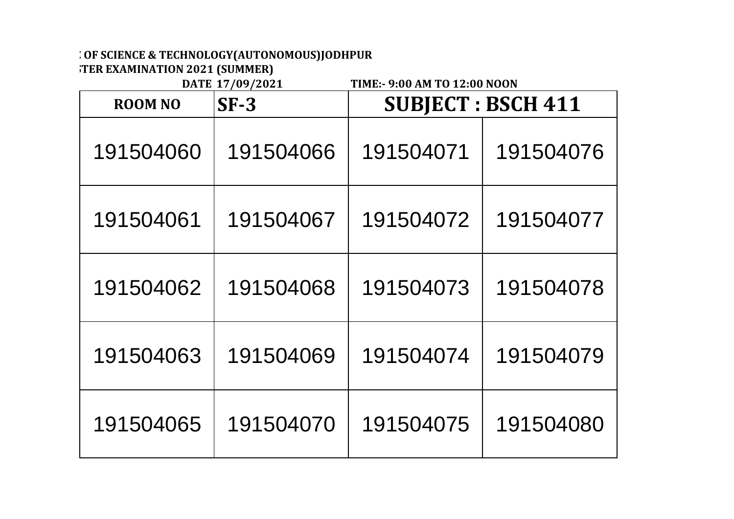**: OF SCIENCE & TECHNOLOGY(AUTONOMOUS)JODHPUR**

**STER EXAMINATION 2021 (SUMMER)**

**DATE 17/09/2021 TIME:- 9:00 AM TO 12:00 NOON**

| ROOM NO | SF-3 | SUBJECT : BSCH 411 | |
|---|---|---|---|
| 191504060 | 191504066 | 191504071 | 191504076 |
| 191504061 | 191504067 | 191504072 | 191504077 |
| 191504062 | 191504068 | 191504073 | 191504078 |
| 191504063 | 191504069 | 191504074 | 191504079 |
| 191504065 | 191504070 | 191504075 | 191504080 |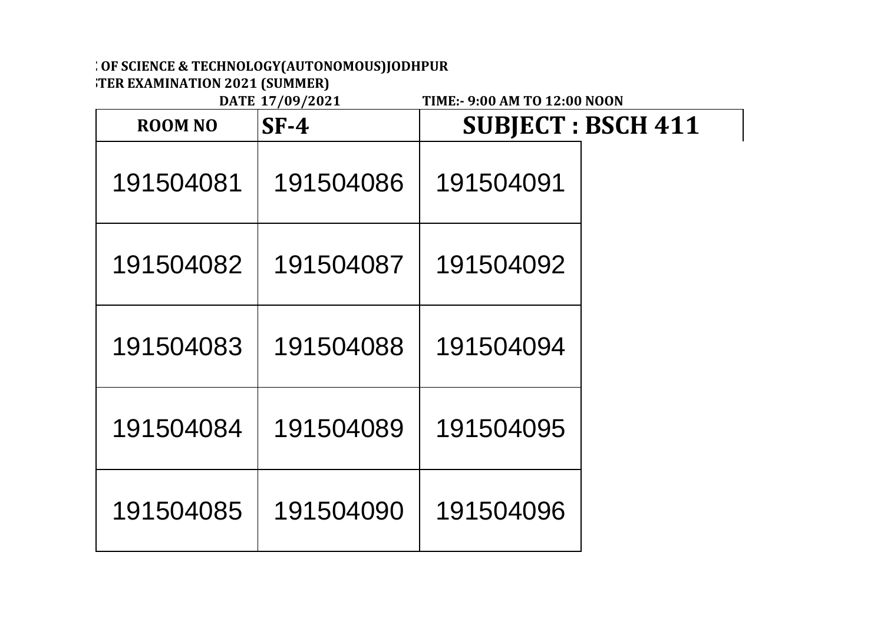**: OF SCIENCE & TECHNOLOGY(AUTONOMOUS)JODHPUR**

**;TER EXAMINATION 2021 (SUMMER)**

**DATE 17/09/2021 TIME:- 9:00 AM TO 12:00 NOON**

| ROOM NO | SF-4 | SUBJECT : BSCH 411 |
|---|---|---|
| 191504081 | 191504086 | 191504091 |
| 191504082 | 191504087 | 191504092 |
| 191504083 | 191504088 | 191504094 |
| 191504084 | 191504089 | 191504095 |
| 191504085 | 191504090 | 191504096 |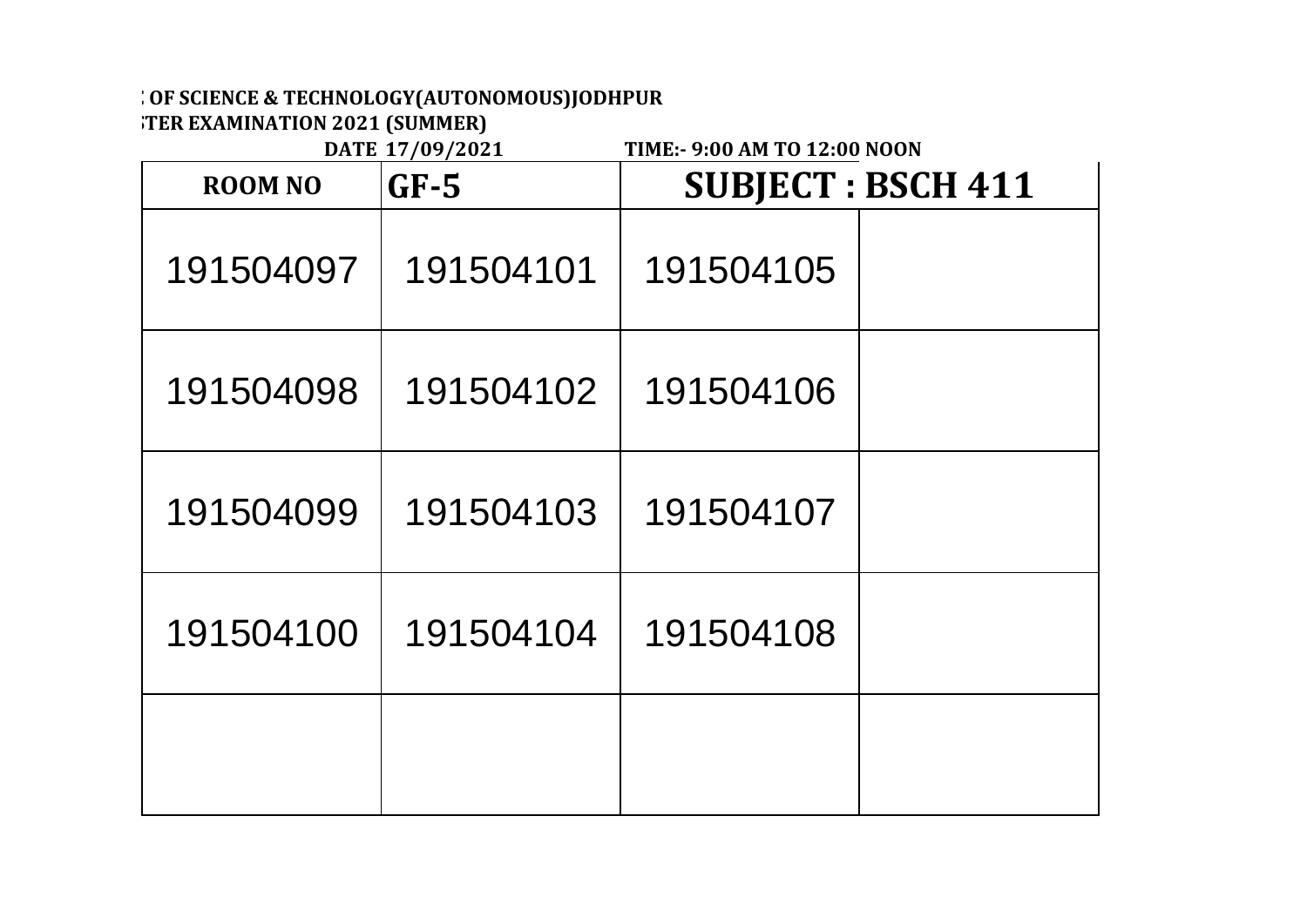**: OF SCIENCE & TECHNOLOGY(AUTONOMOUS)JODHPUR**

**;TER EXAMINATION 2021 (SUMMER)**

**DATE 17/09/2021 TIME:- 9:00 AM TO 12:00 NOON**

| ROOM NO | GF-5 | SUBJECT : BSCH 411 | |
|---|---|---|---|
| 191504097 | 191504101 | 191504105 | |
| 191504098 | 191504102 | 191504106 | |
| 191504099 | 191504103 | 191504107 | |
| 191504100 | 191504104 | 191504108 | |
| | | | |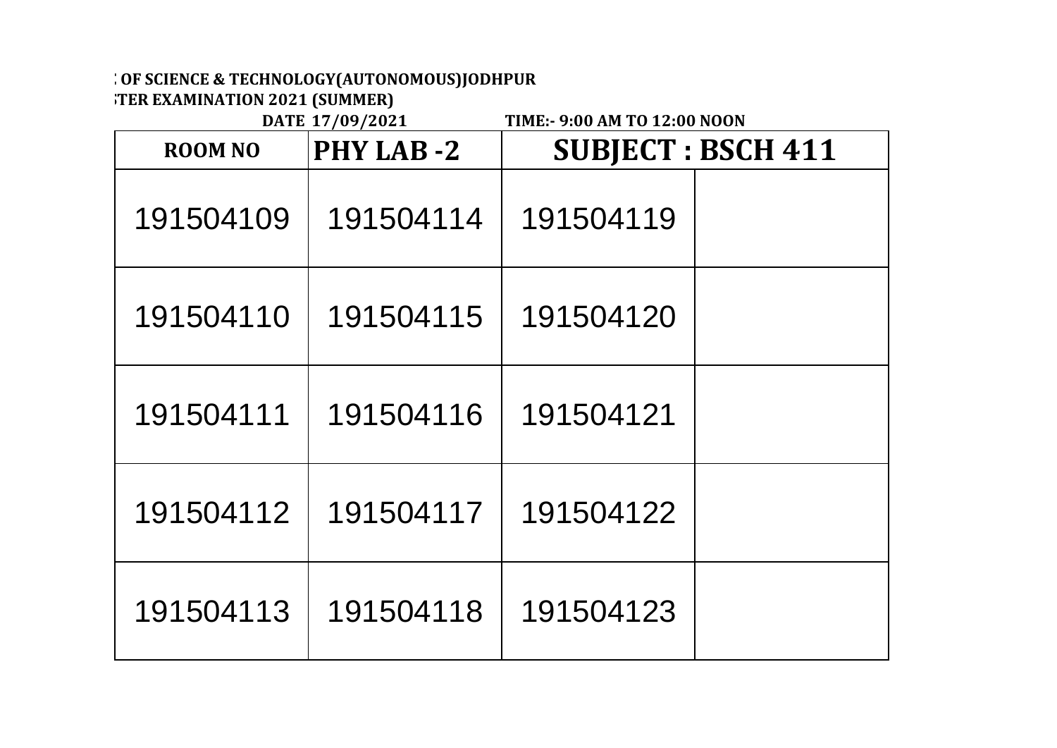**: OF SCIENCE & TECHNOLOGY(AUTONOMOUS)JODHPUR**

**;TER EXAMINATION 2021 (SUMMER)**

**DATE 17/09/2021 TIME:- 9:00 AM TO 12:00 NOON**

| ROOM NO | PHY LAB -2 | SUBJECT : BSCH 411 | |
|---|---|---|---|
| 191504109 | 191504114 | 191504119 | |
| 191504110 | 191504115 | 191504120 | |
| 191504111 | 191504116 | 191504121 | |
| 191504112 | 191504117 | 191504122 | |
| 191504113 | 191504118 | 191504123 | |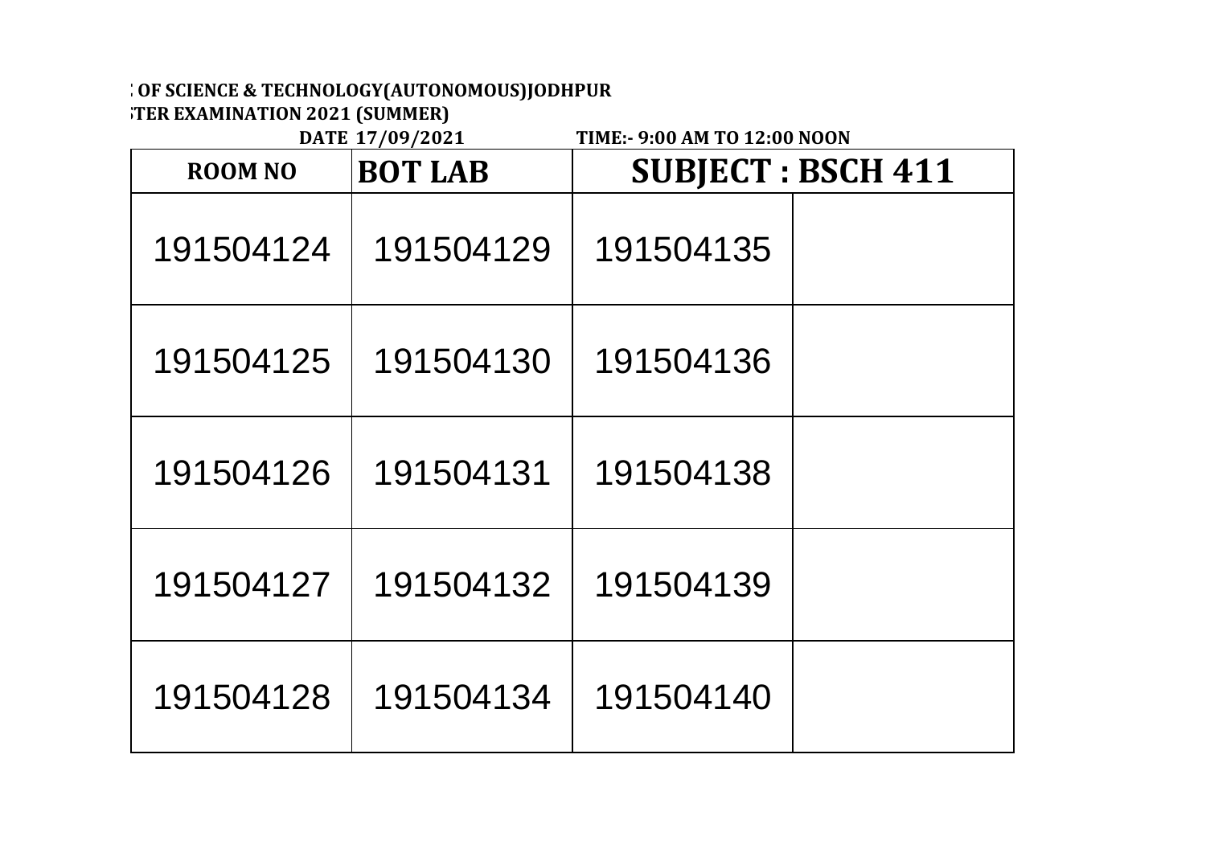: OF SCIENCE & TECHNOLOGY(AUTONOMOUS)JODHPUR

;TER EXAMINATION 2021 (SUMMER)

DATE 17/09/2021 TIME:- 9:00 AM TO 12:00 NOON

| ROOM NO | BOT LAB | SUBJECT : BSCH 411 | |
|---|---|---|---|
| 191504124 | 191504129 | 191504135 | |
| 191504125 | 191504130 | 191504136 | |
| 191504126 | 191504131 | 191504138 | |
| 191504127 | 191504132 | 191504139 | |
| 191504128 | 191504134 | 191504140 | |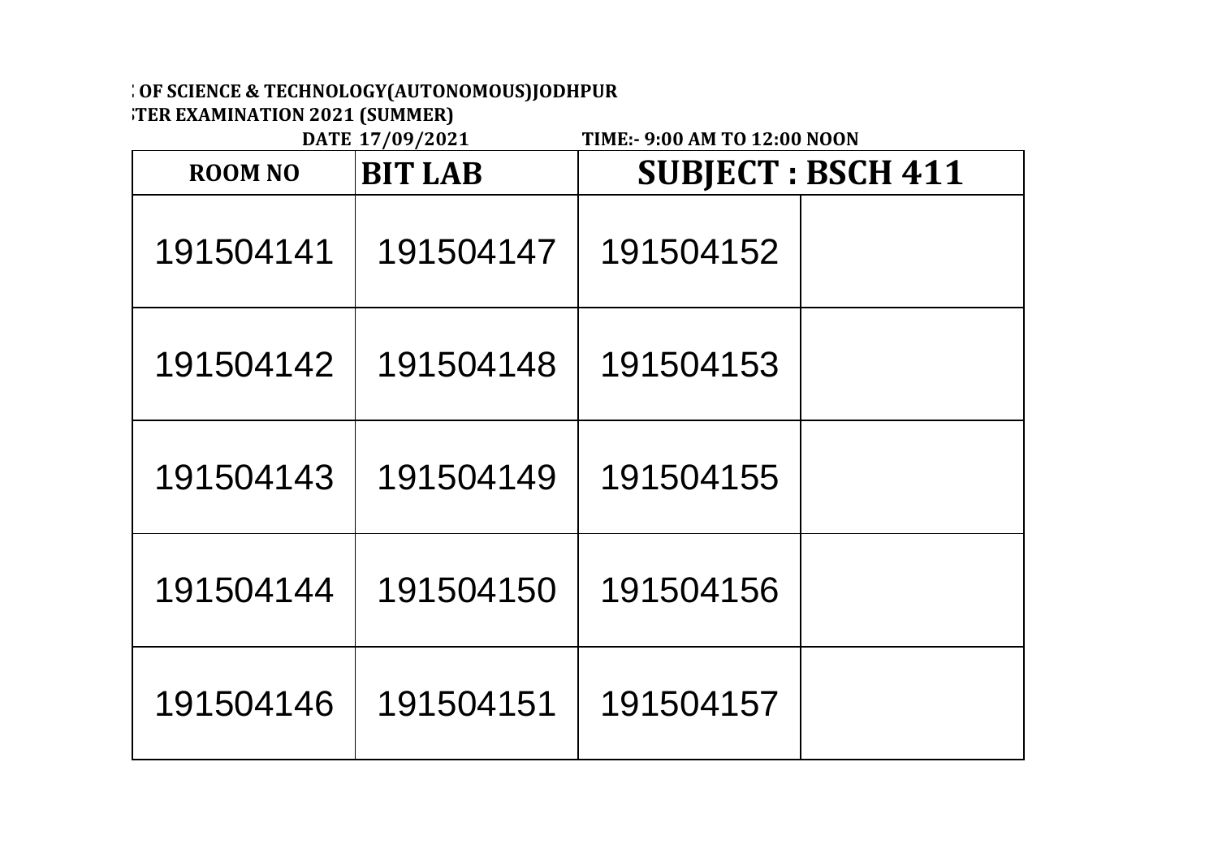**: OF SCIENCE & TECHNOLOGY(AUTONOMOUS)JODHPUR**

**STER EXAMINATION 2021 (SUMMER)**

**DATE 17/09/2021 TIME:- 9:00 AM TO 12:00 NOON**

| ROOM NO | BIT LAB | SUBJECT : BSCH 411 | |
|---|---|---|---|
| 191504141 | 191504147 | 191504152 | |
| 191504142 | 191504148 | 191504153 | |
| 191504143 | 191504149 | 191504155 | |
| 191504144 | 191504150 | 191504156 | |
| 191504146 | 191504151 | 191504157 | |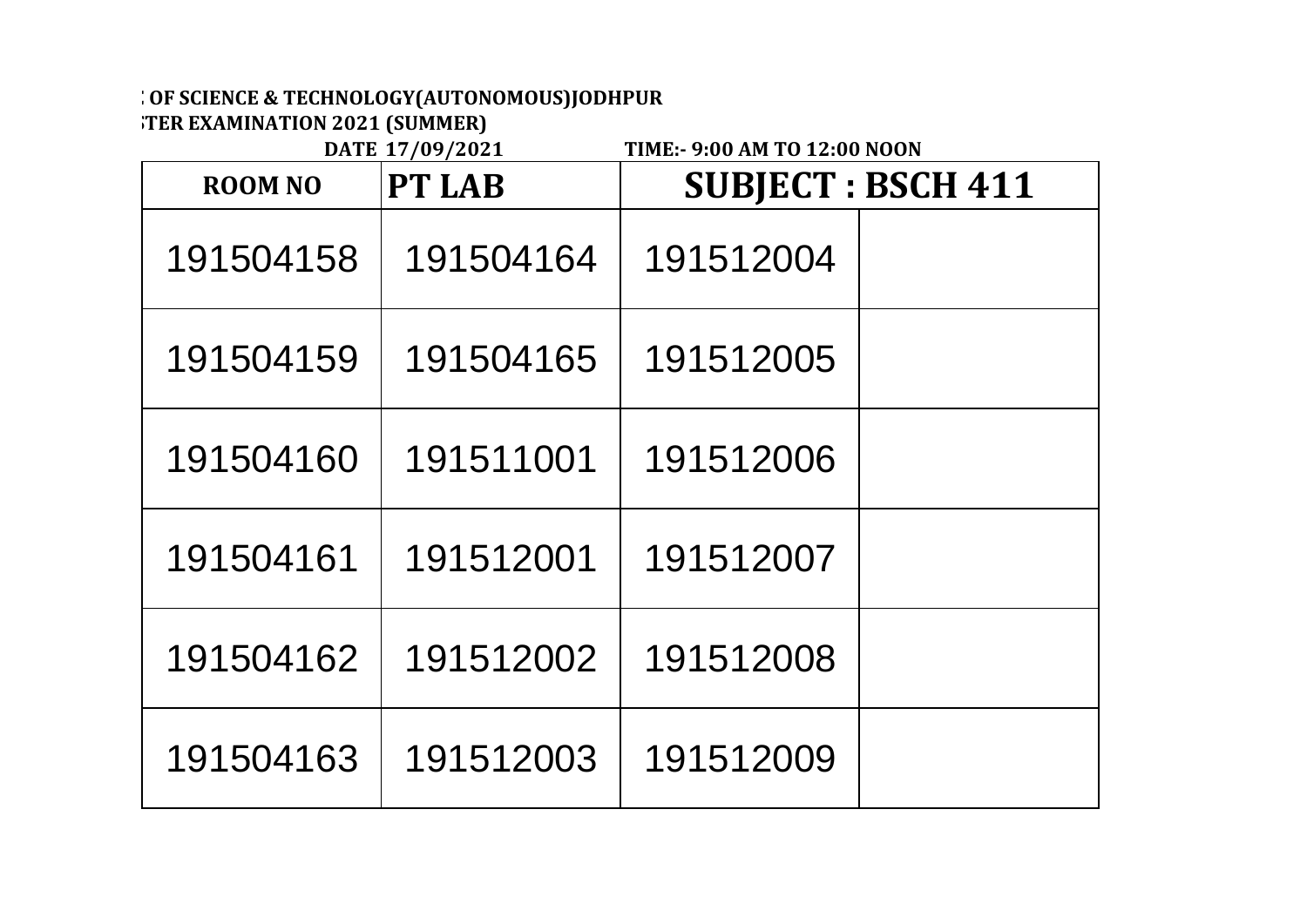: OF SCIENCE & TECHNOLOGY(AUTONOMOUS)JODHPUR
;TER EXAMINATION 2021 (SUMMER)

DATE 17/09/2021 TIME:- 9:00 AM TO 12:00 NOON

| ROOM NO | PT LAB | SUBJECT : BSCH 411 | |
|---|---|---|---|
| 191504158 | 191504164 | 191512004 | |
| 191504159 | 191504165 | 191512005 | |
| 191504160 | 191511001 | 191512006 | |
| 191504161 | 191512001 | 191512007 | |
| 191504162 | 191512002 | 191512008 | |
| 191504163 | 191512003 | 191512009 | |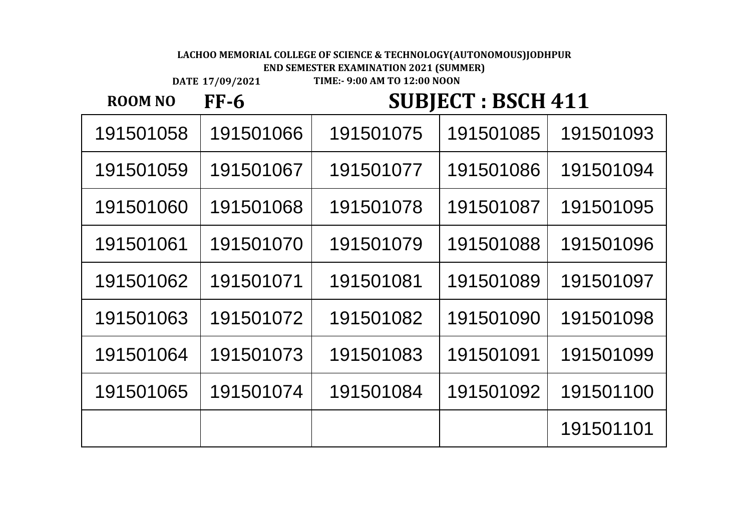**LACHOO MEMORIAL COLLEGE OF SCIENCE & TECHNOLOGY(AUTONOMOUS)JODHPUR**

**END SEMESTER EXAMINATION 2021 (SUMMER)**

**DATE 17/09/2021** **TIME:- 9:00 AM TO 12:00 NOON**

**ROOM NO FF-6** **SUBJECT : BSCH 411**

| | | | | |
|---|---|---|---|---|
| 191501058 | 191501066 | 191501075 | 191501085 | 191501093 |
| 191501059 | 191501067 | 191501077 | 191501086 | 191501094 |
| 191501060 | 191501068 | 191501078 | 191501087 | 191501095 |
| 191501061 | 191501070 | 191501079 | 191501088 | 191501096 |
| 191501062 | 191501071 | 191501081 | 191501089 | 191501097 |
| 191501063 | 191501072 | 191501082 | 191501090 | 191501098 |
| 191501064 | 191501073 | 191501083 | 191501091 | 191501099 |
| 191501065 | 191501074 | 191501084 | 191501092 | 191501100 |
| | | | | 191501101 |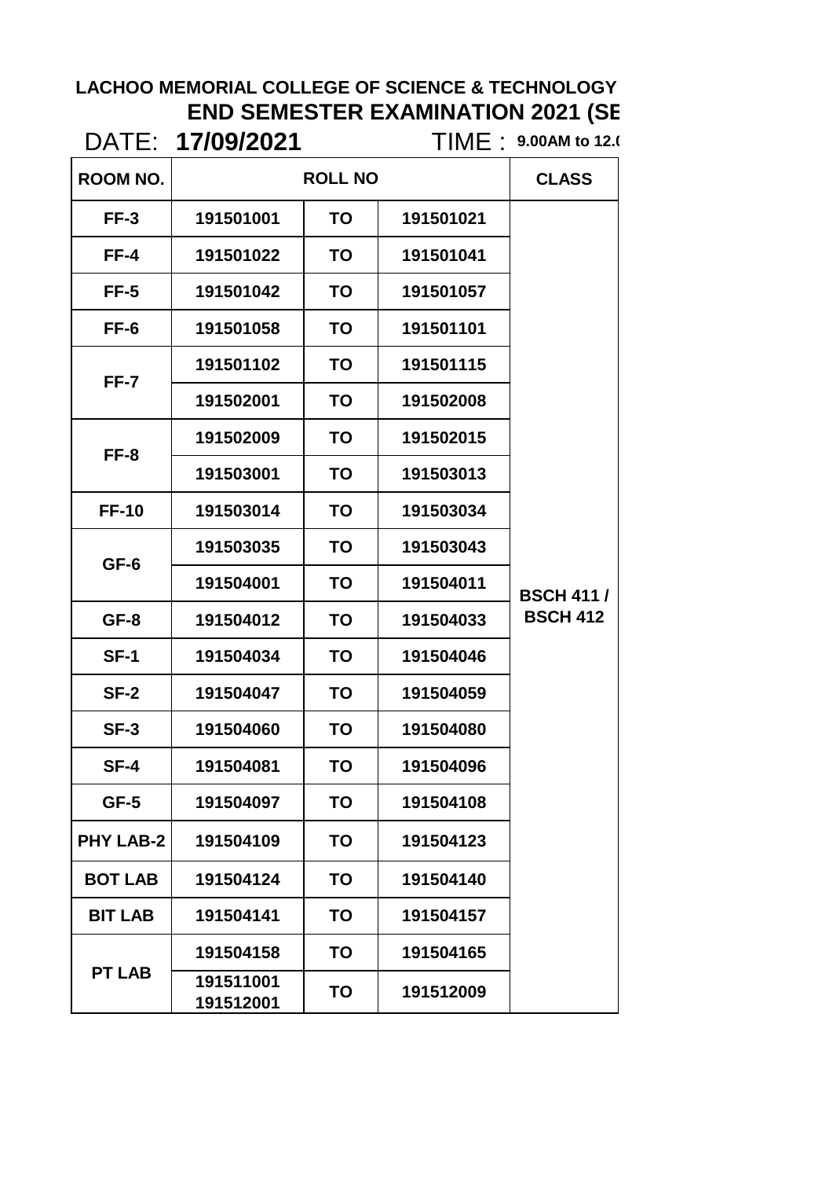**LACHOO MEMORIAL COLLEGE OF SCIENCE & TECHNOLOGY**

**END SEMESTER EXAMINATION 2021 (SE**

DATE: **17/09/2021** TIME : **9.00AM to 12.(**

| ROOM NO. | ROLL NO | | | CLASS |
|---|---|---|---|---|
| FF-3 | 191501001 | TO | 191501021 | BSCH 411 / BSCH 412 |
| FF-4 | 191501022 | TO | 191501041 | |
| FF-5 | 191501042 | TO | 191501057 | |
| FF-6 | 191501058 | TO | 191501101 | |
| FF-7 | 191501102 | TO | 191501115 | |
| | 191502001 | TO | 191502008 | |
| FF-8 | 191502009 | TO | 191502015 | |
| | 191503001 | TO | 191503013 | |
| FF-10 | 191503014 | TO | 191503034 | |
| GF-6 | 191503035 | TO | 191503043 | |
| | 191504001 | TO | 191504011 | |
| GF-8 | 191504012 | TO | 191504033 | |
| SF-1 | 191504034 | TO | 191504046 | |
| SF-2 | 191504047 | TO | 191504059 | |
| SF-3 | 191504060 | TO | 191504080 | |
| SF-4 | 191504081 | TO | 191504096 | |
| GF-5 | 191504097 | TO | 191504108 | |
| PHY LAB-2 | 191504109 | TO | 191504123 | |
| BOT LAB | 191504124 | TO | 191504140 | |
| BIT LAB | 191504141 | TO | 191504157 | |
| PT LAB | 191504158 | TO | 191504165 | |
| | 191511001 191512001 | TO | 191512009 | |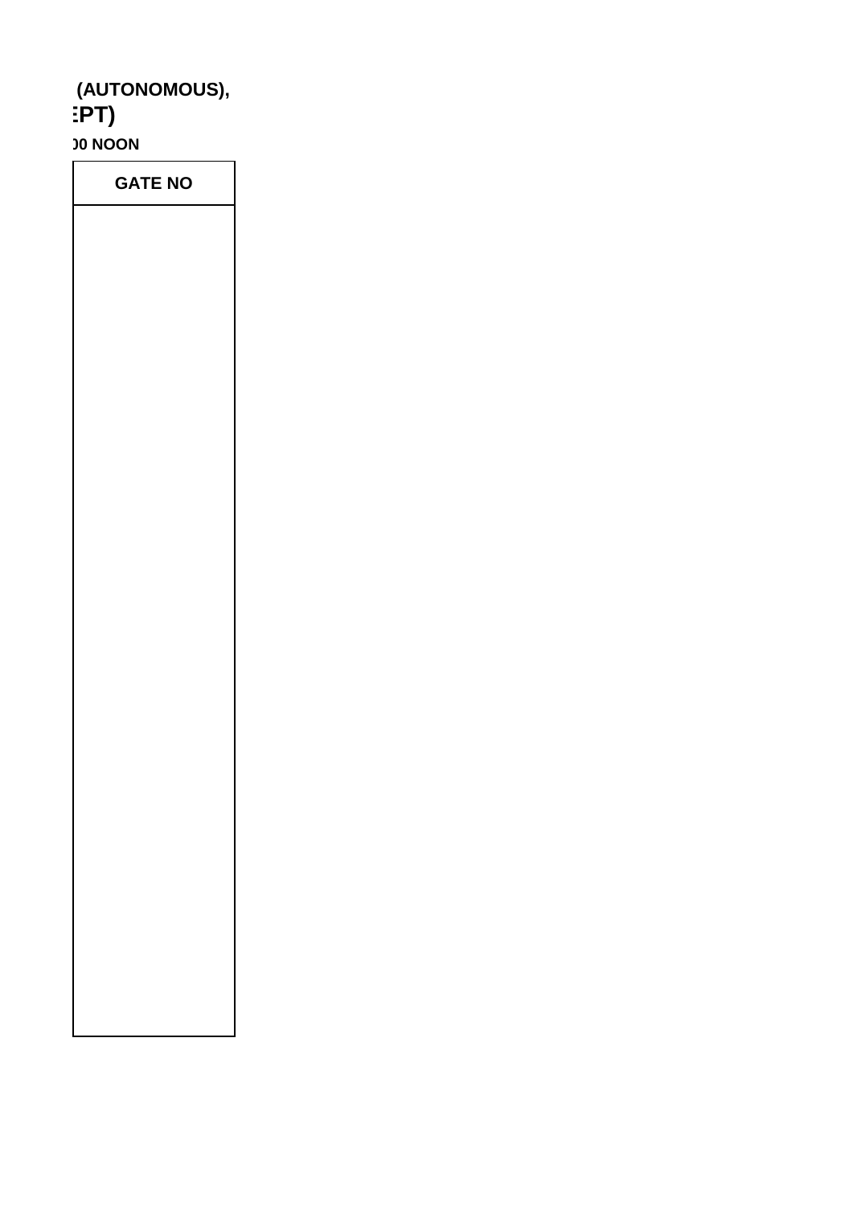**(AUTONOMOUS),**

**EPT)**

**00 NOON**

| GATE NO |
|---|
| |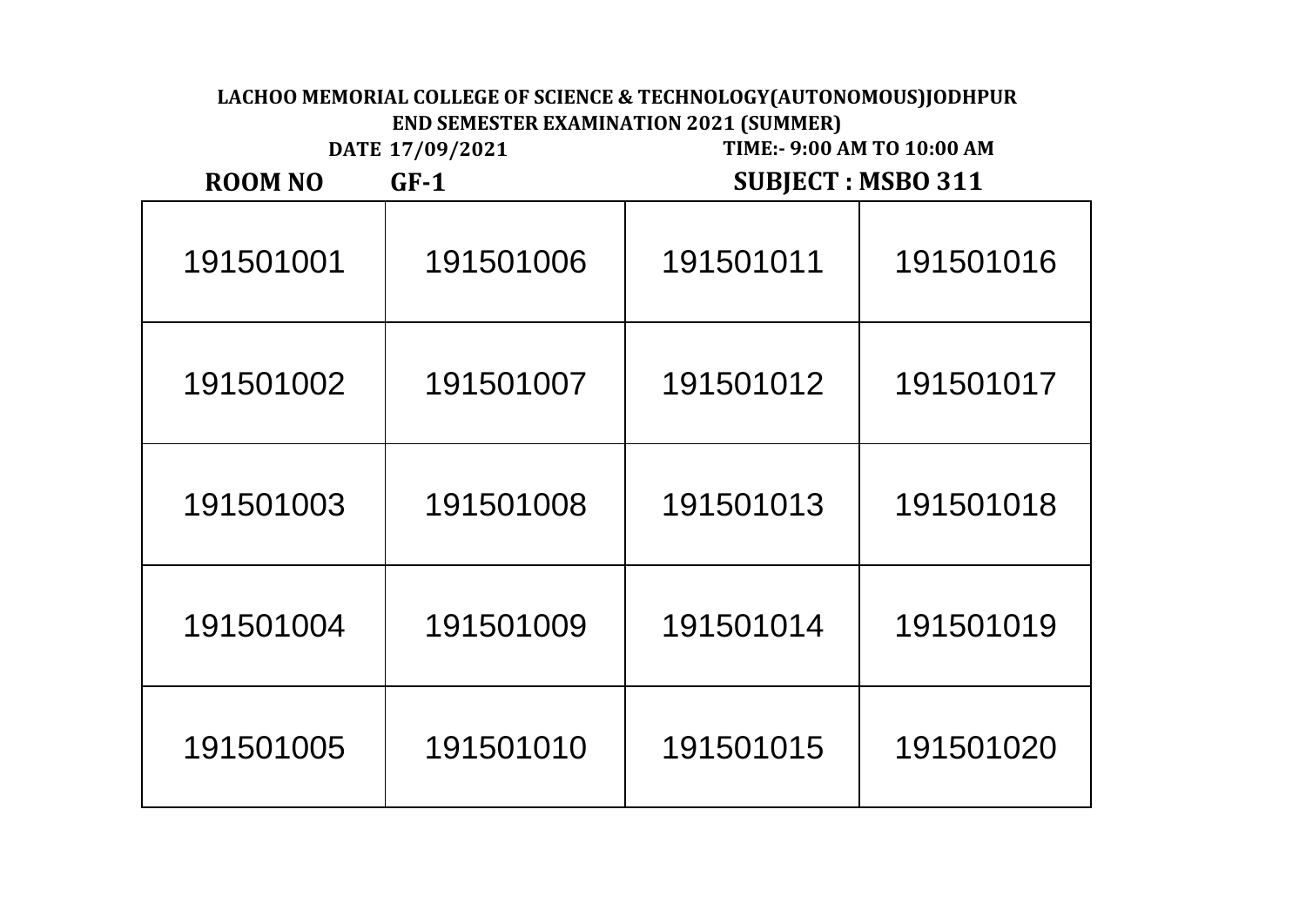**LACHOO MEMORIAL COLLEGE OF SCIENCE & TECHNOLOGY(AUTONOMOUS)JODHPUR**

**END SEMESTER EXAMINATION 2021 (SUMMER)**

**DATE 17/09/2021** **TIME:- 9:00 AM TO 10:00 AM**

**ROOM NO GF-1** **SUBJECT : MSBO 311**

| | | | |
|---|---|---|---|
| 191501001 | 191501006 | 191501011 | 191501016 |
| 191501002 | 191501007 | 191501012 | 191501017 |
| 191501003 | 191501008 | 191501013 | 191501018 |
| 191501004 | 191501009 | 191501014 | 191501019 |
| 191501005 | 191501010 | 191501015 | 191501020 |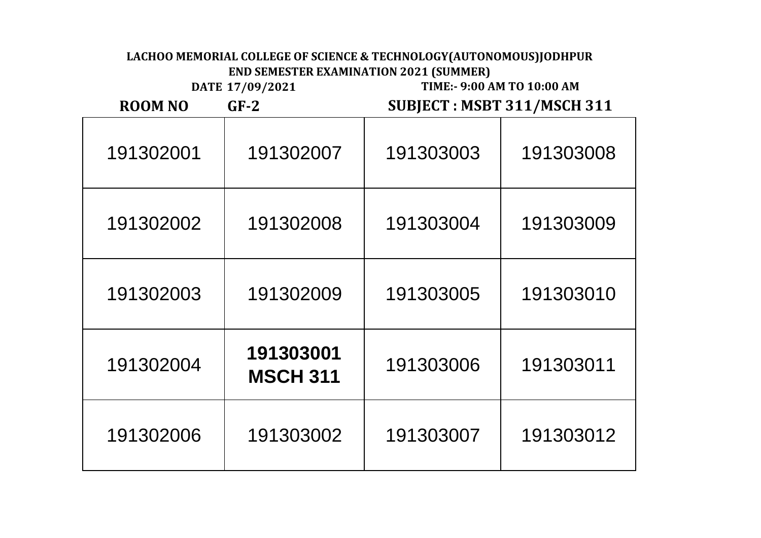**LACHOO MEMORIAL COLLEGE OF SCIENCE & TECHNOLOGY(AUTONOMOUS)JODHPUR**

**END SEMESTER EXAMINATION 2021 (SUMMER)**

**DATE 17/09/2021** **TIME:- 9:00 AM TO 10:00 AM**

**ROOM NO GF-2** **SUBJECT : MSBT 311/MSCH 311**

| | | | |
|---|---|---|---|
| 191302001 | 191302007 | 191303003 | 191303008 |
| 191302002 | 191302008 | 191303004 | 191303009 |
| 191302003 | 191302009 | 191303005 | 191303010 |
| 191302004 | **191303001 MSCH 311** | 191303006 | 191303011 |
| 191302006 | 191303002 | 191303007 | 191303012 |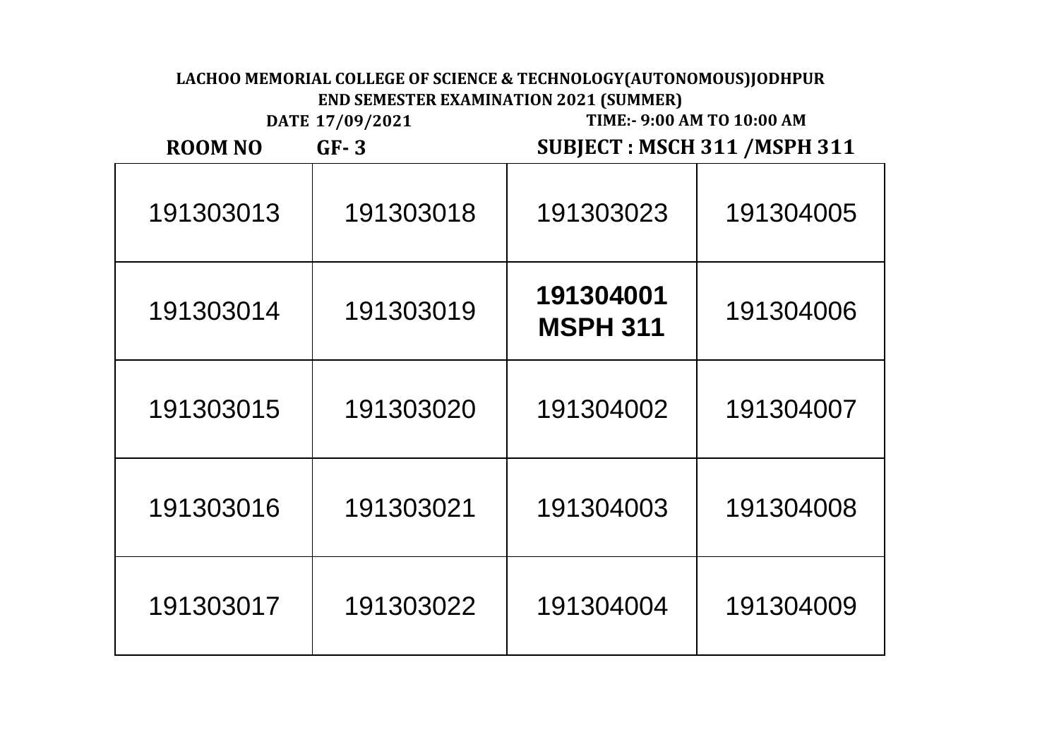**LACHOO MEMORIAL COLLEGE OF SCIENCE & TECHNOLOGY(AUTONOMOUS)JODHPUR**

**END SEMESTER EXAMINATION 2021 (SUMMER)**

**DATE 17/09/2021** **TIME:- 9:00 AM TO 10:00 AM**

**ROOM NO GF- 3** **SUBJECT : MSCH 311 /MSPH 311**

| | | | |
|---|---|---|---|
| 191303013 | 191303018 | 191303023 | 191304005 |
| 191303014 | 191303019 | **191304001 MSPH 311** | 191304006 |
| 191303015 | 191303020 | 191304002 | 191304007 |
| 191303016 | 191303021 | 191304003 | 191304008 |
| 191303017 | 191303022 | 191304004 | 191304009 |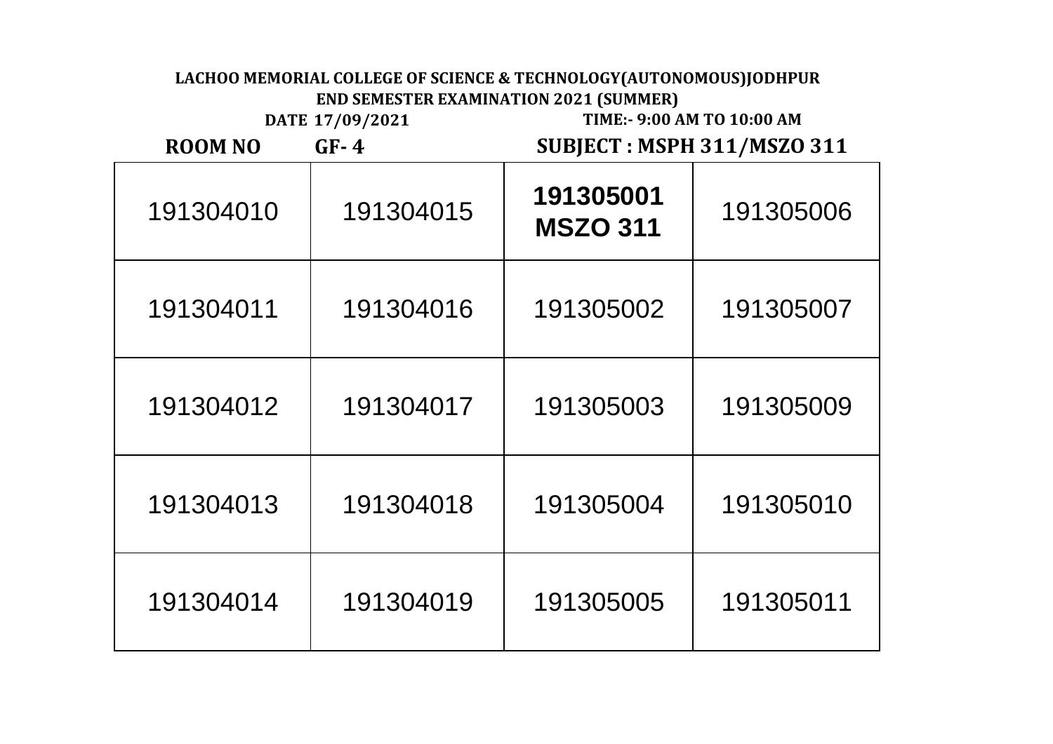**LACHOO MEMORIAL COLLEGE OF SCIENCE & TECHNOLOGY(AUTONOMOUS)JODHPUR**

**END SEMESTER EXAMINATION 2021 (SUMMER)**

**DATE 17/09/2021** **TIME:- 9:00 AM TO 10:00 AM**

**ROOM NO GF- 4** **SUBJECT : MSPH 311/MSZO 311**

| | | | |
|---|---|---|---|
| 191304010 | 191304015 | **191305001 MSZO 311** | 191305006 |
| 191304011 | 191304016 | 191305002 | 191305007 |
| 191304012 | 191304017 | 191305003 | 191305009 |
| 191304013 | 191304018 | 191305004 | 191305010 |
| 191304014 | 191304019 | 191305005 | 191305011 |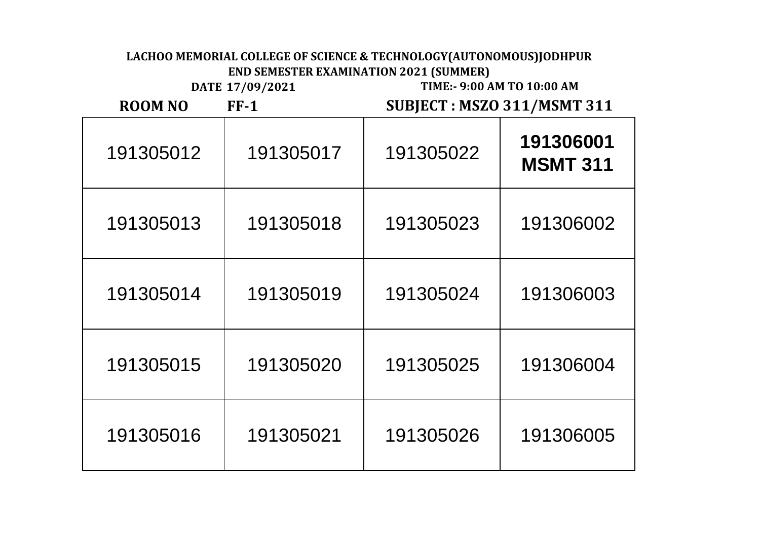**LACHOO MEMORIAL COLLEGE OF SCIENCE & TECHNOLOGY(AUTONOMOUS)JODHPUR**

**END SEMESTER EXAMINATION 2021 (SUMMER)**

**DATE 17/09/2021** **TIME:- 9:00 AM TO 10:00 AM**

**ROOM NO FF-1** **SUBJECT : MSZO 311/MSMT 311**

| | | | |
|---|---|---|---|
| 191305012 | 191305017 | 191305022 | **191306001 MSMT 311** |
| 191305013 | 191305018 | 191305023 | 191306002 |
| 191305014 | 191305019 | 191305024 | 191306003 |
| 191305015 | 191305020 | 191305025 | 191306004 |
| 191305016 | 191305021 | 191305026 | 191306005 |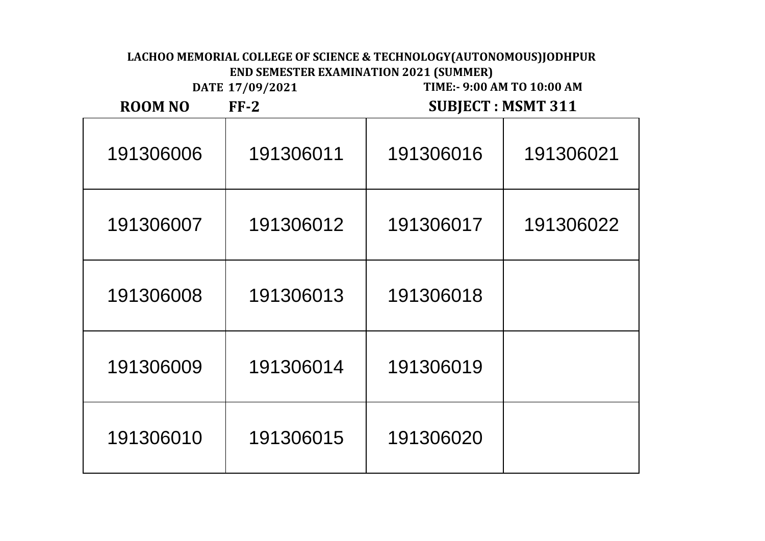**LACHOO MEMORIAL COLLEGE OF SCIENCE & TECHNOLOGY(AUTONOMOUS)JODHPUR**

**END SEMESTER EXAMINATION 2021 (SUMMER)**

**DATE 17/09/2021** **TIME:- 9:00 AM TO 10:00 AM**

**ROOM NO FF-2** **SUBJECT : MSMT 311**

| | | | |
|---|---|---|---|
| 191306006 | 191306011 | 191306016 | 191306021 |
| 191306007 | 191306012 | 191306017 | 191306022 |
| 191306008 | 191306013 | 191306018 | |
| 191306009 | 191306014 | 191306019 | |
| 191306010 | 191306015 | 191306020 | |